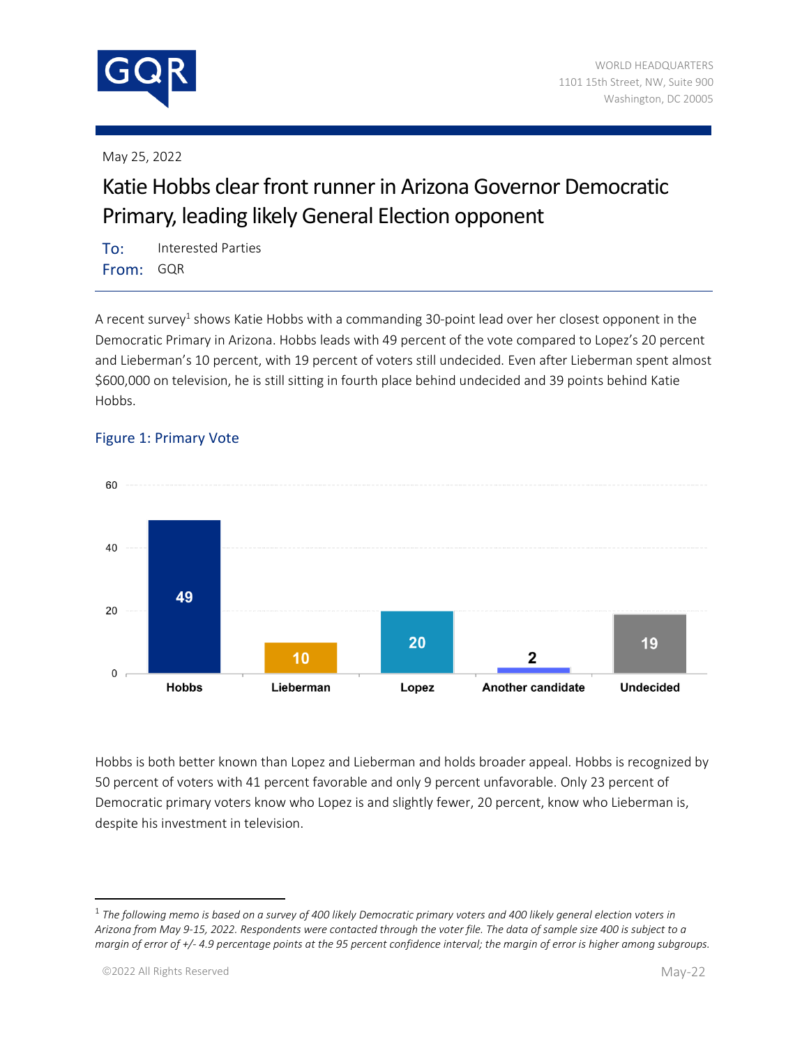May 25, 2022

# Katie Hobbs clear front runner in Arizona Governor Democratic Primary, leading likely General Election opponent

**To:** Interested Parties
**From:** GQR

A recent survey[1] shows Katie Hobbs with a commanding 30-point lead over her closest opponent in the Democratic Primary in Arizona. Hobbs leads with 49 percent of the vote compared to Lopez's 20 percent and Lieberman's 10 percent, with 19 percent of voters still undecided. Even after Lieberman spent almost $600,000 on television, he is still sitting in fourth place behind undecided and 39 points behind Katie Hobbs.

## Figure 1: Primary Vote

| Hobbs | Lieberman | Lopez | Another candidate | Undecided |
|---|---|---|---|---|
| 49 | 10 | 20 | 2 | 19 |

Hobbs is both better known than Lopez and Lieberman and holds broader appeal. Hobbs is recognized by 50 percent of voters with 41 percent favorable and only 9 percent unfavorable. Only 23 percent of Democratic primary voters know who Lopez is and slightly fewer, 20 percent, know who Lieberman is, despite his investment in television.

[1] *The following memo is based on a survey of 400 likely Democratic primary voters and 400 likely general election voters in Arizona from May 9-15, 2022. Respondents were contacted through the voter file. The data of sample size 400 is subject to a margin of error of +/- 4.9 percentage points at the 95 percent confidence interval; the margin of error is higher among subgroups.*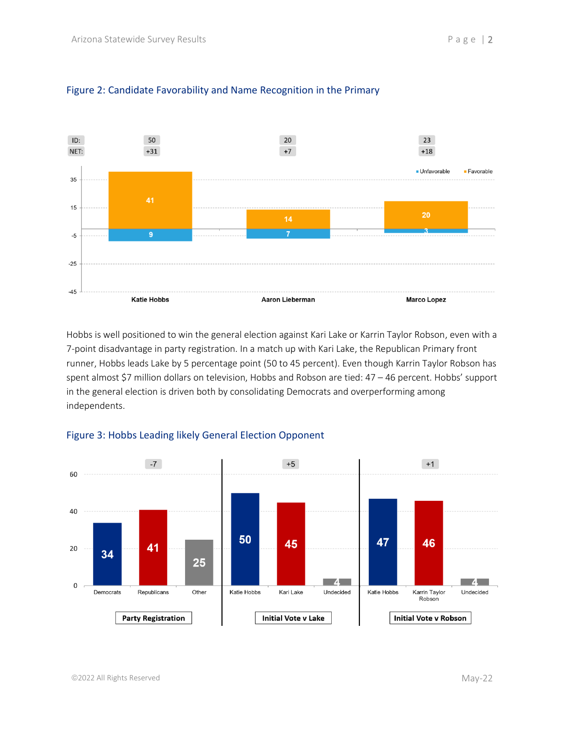## Figure 2: Candidate Favorability and Name Recognition in the Primary

ID: 50 20 23

NET: +31 +7 +18

Unfavorable Favorable

35
15
-5
-25
-45

41
9
14
7
20
3

Katie Hobbs
Aaron Lieberman
Marco Lopez

Hobbs is well positioned to win the general election against Kari Lake or Karrin Taylor Robson, even with a 7-point disadvantage in party registration. In a match up with Kari Lake, the Republican Primary front runner, Hobbs leads Lake by 5 percentage point (50 to 45 percent). Even though Karrin Taylor Robson has spent almost $7 million dollars on television, Hobbs and Robson are tied: 47 – 46 percent. Hobbs' support in the general election is driven both by consolidating Democrats and overperforming among independents.

## Figure 3: Hobbs Leading likely General Election Opponent

-7 +5 +1

60
40
20
0

34 41 25
50 45 4
47 46 4

Democrats Republicans Other
Katie Hobbs Kari Lake Undecided
Katie Hobbs Karrin Taylor Robson Undecided

Party Registration
Initial Vote v Lake
Initial Vote v Robson